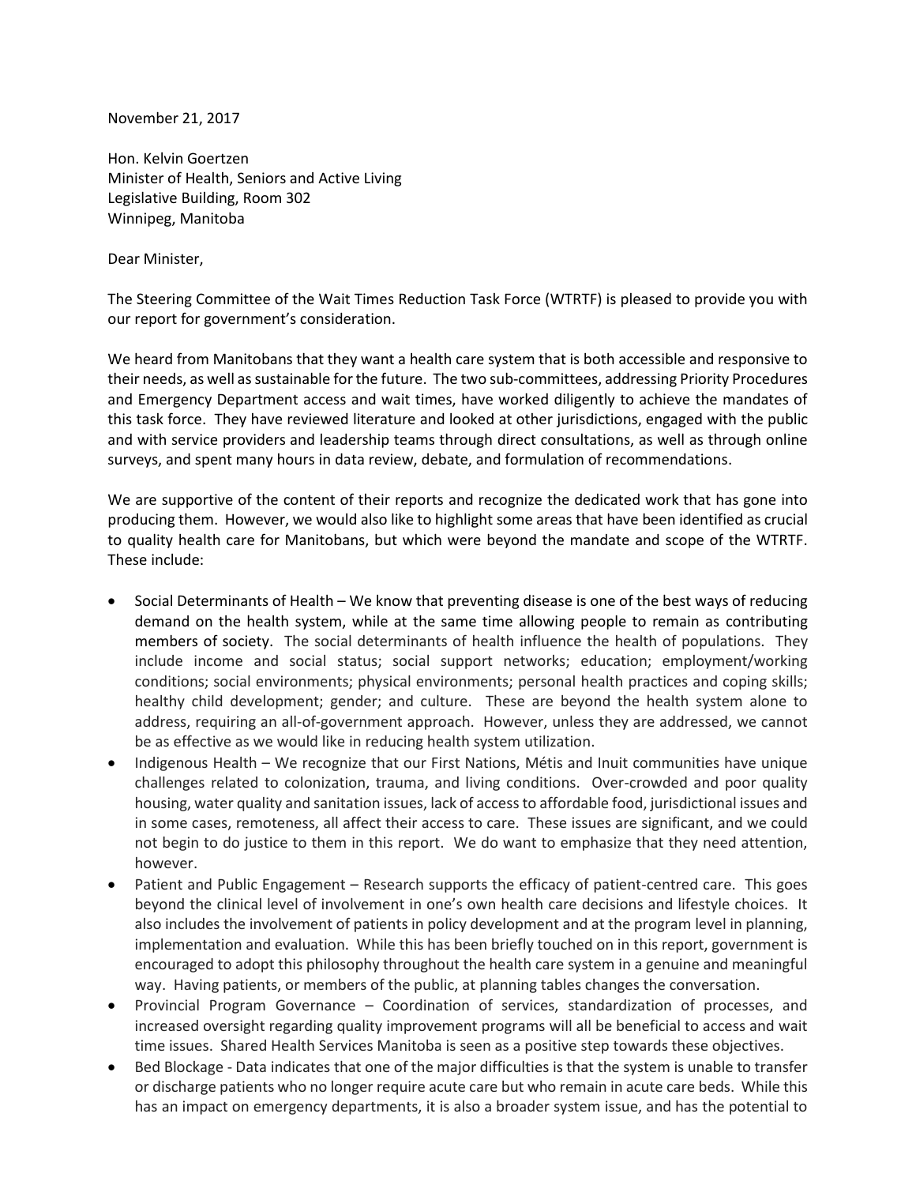November 21, 2017

Hon. Kelvin Goertzen  
Minister of Health, Seniors and Active Living  
Legislative Building, Room 302  
Winnipeg, Manitoba

Dear Minister,

The Steering Committee of the Wait Times Reduction Task Force (WTRTF) is pleased to provide you with our report for government's consideration.

We heard from Manitobans that they want a health care system that is both accessible and responsive to their needs, as well as sustainable for the future. The two sub-committees, addressing Priority Procedures and Emergency Department access and wait times, have worked diligently to achieve the mandates of this task force. They have reviewed literature and looked at other jurisdictions, engaged with the public and with service providers and leadership teams through direct consultations, as well as through online surveys, and spent many hours in data review, debate, and formulation of recommendations.

We are supportive of the content of their reports and recognize the dedicated work that has gone into producing them. However, we would also like to highlight some areas that have been identified as crucial to quality health care for Manitobans, but which were beyond the mandate and scope of the WTRTF. These include:

- Social Determinants of Health – We know that preventing disease is one of the best ways of reducing demand on the health system, while at the same time allowing people to remain as contributing members of society. The social determinants of health influence the health of populations. They include income and social status; social support networks; education; employment/working conditions; social environments; physical environments; personal health practices and coping skills; healthy child development; gender; and culture. These are beyond the health system alone to address, requiring an all-of-government approach. However, unless they are addressed, we cannot be as effective as we would like in reducing health system utilization.
- Indigenous Health – We recognize that our First Nations, Métis and Inuit communities have unique challenges related to colonization, trauma, and living conditions. Over-crowded and poor quality housing, water quality and sanitation issues, lack of access to affordable food, jurisdictional issues and in some cases, remoteness, all affect their access to care. These issues are significant, and we could not begin to do justice to them in this report. We do want to emphasize that they need attention, however.
- Patient and Public Engagement – Research supports the efficacy of patient-centred care. This goes beyond the clinical level of involvement in one's own health care decisions and lifestyle choices. It also includes the involvement of patients in policy development and at the program level in planning, implementation and evaluation. While this has been briefly touched on in this report, government is encouraged to adopt this philosophy throughout the health care system in a genuine and meaningful way. Having patients, or members of the public, at planning tables changes the conversation.
- Provincial Program Governance – Coordination of services, standardization of processes, and increased oversight regarding quality improvement programs will all be beneficial to access and wait time issues. Shared Health Services Manitoba is seen as a positive step towards these objectives.
- Bed Blockage - Data indicates that one of the major difficulties is that the system is unable to transfer or discharge patients who no longer require acute care but who remain in acute care beds. While this has an impact on emergency departments, it is also a broader system issue, and has the potential to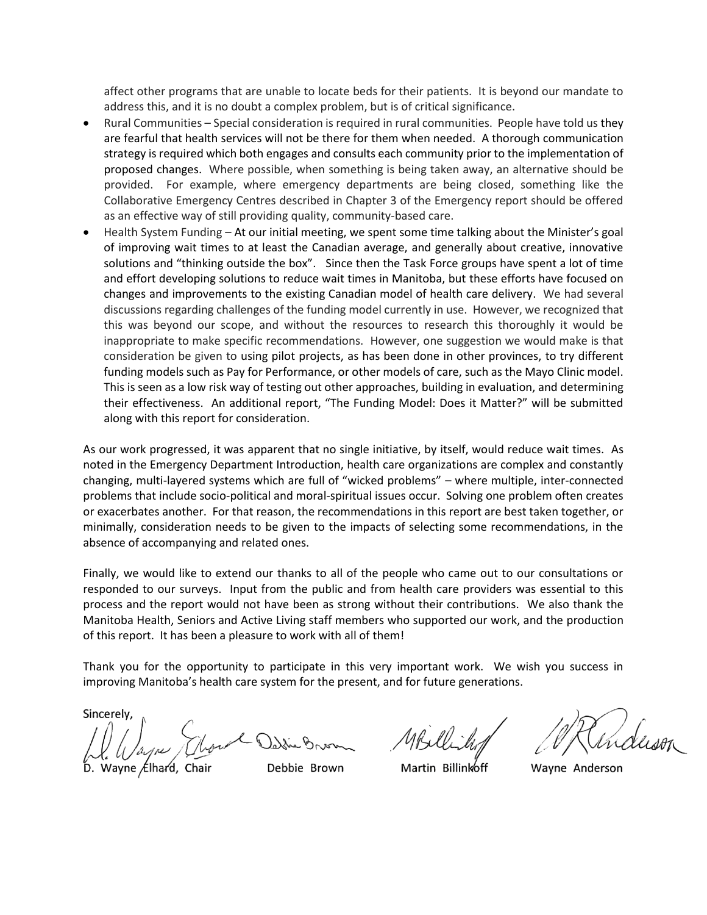affect other programs that are unable to locate beds for their patients. It is beyond our mandate to address this, and it is no doubt a complex problem, but is of critical significance.

- Rural Communities – Special consideration is required in rural communities. People have told us they are fearful that health services will not be there for them when needed. A thorough communication strategy is required which both engages and consults each community prior to the implementation of proposed changes. Where possible, when something is being taken away, an alternative should be provided. For example, where emergency departments are being closed, something like the Collaborative Emergency Centres described in Chapter 3 of the Emergency report should be offered as an effective way of still providing quality, community-based care.
- Health System Funding – At our initial meeting, we spent some time talking about the Minister's goal of improving wait times to at least the Canadian average, and generally about creative, innovative solutions and "thinking outside the box". Since then the Task Force groups have spent a lot of time and effort developing solutions to reduce wait times in Manitoba, but these efforts have focused on changes and improvements to the existing Canadian model of health care delivery. We had several discussions regarding challenges of the funding model currently in use. However, we recognized that this was beyond our scope, and without the resources to research this thoroughly it would be inappropriate to make specific recommendations. However, one suggestion we would make is that consideration be given to using pilot projects, as has been done in other provinces, to try different funding models such as Pay for Performance, or other models of care, such as the Mayo Clinic model. This is seen as a low risk way of testing out other approaches, building in evaluation, and determining their effectiveness. An additional report, "The Funding Model: Does it Matter?" will be submitted along with this report for consideration.

As our work progressed, it was apparent that no single initiative, by itself, would reduce wait times. As noted in the Emergency Department Introduction, health care organizations are complex and constantly changing, multi-layered systems which are full of "wicked problems" – where multiple, inter-connected problems that include socio-political and moral-spiritual issues occur. Solving one problem often creates or exacerbates another. For that reason, the recommendations in this report are best taken together, or minimally, consideration needs to be given to the impacts of selecting some recommendations, in the absence of accompanying and related ones.

Finally, we would like to extend our thanks to all of the people who came out to our consultations or responded to our surveys. Input from the public and from health care providers was essential to this process and the report would not have been as strong without their contributions. We also thank the Manitoba Health, Seniors and Active Living staff members who supported our work, and the production of this report. It has been a pleasure to work with all of them!

Thank you for the opportunity to participate in this very important work. We wish you success in improving Manitoba's health care system for the present, and for future generations.

Sincerely,

D. Wayne Elhard, Chair    Debbie Brown    Martin Billinkoff    Wayne Anderson